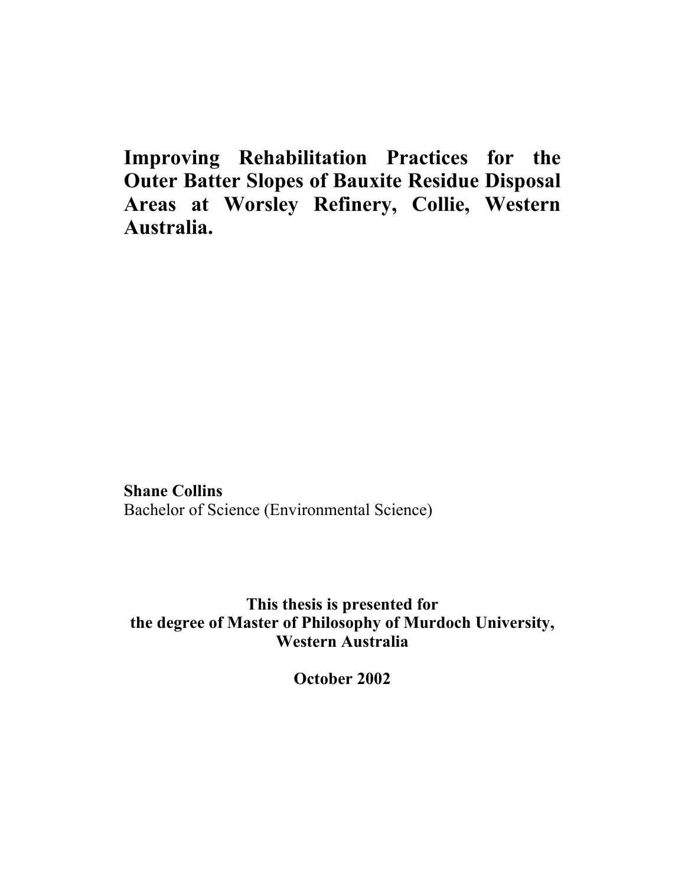# Improving Rehabilitation Practices for the Outer Batter Slopes of Bauxite Residue Disposal Areas at Worsley Refinery, Collie, Western Australia.

**Shane Collins**
Bachelor of Science (Environmental Science)

**This thesis is presented for the degree of Master of Philosophy of Murdoch University, Western Australia**

**October 2002**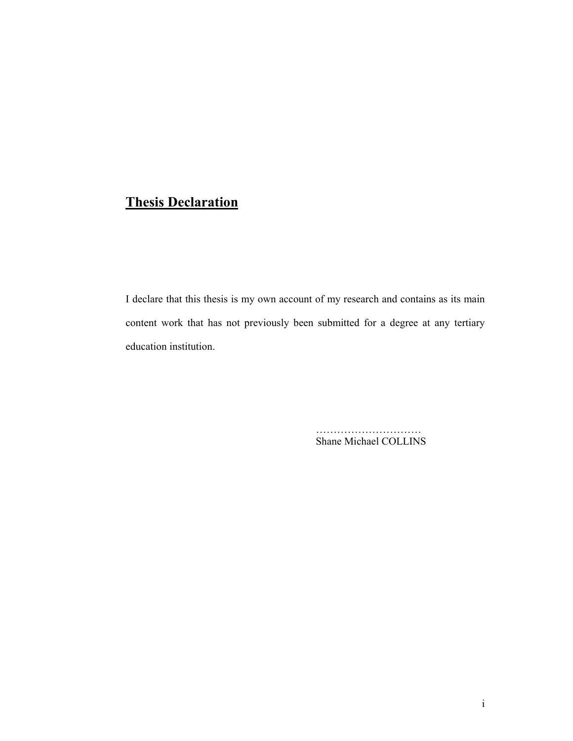# **Thesis Declaration**

I declare that this thesis is my own account of my research and contains as its main content work that has not previously been submitted for a degree at any tertiary education institution.

…………………………
Shane Michael COLLINS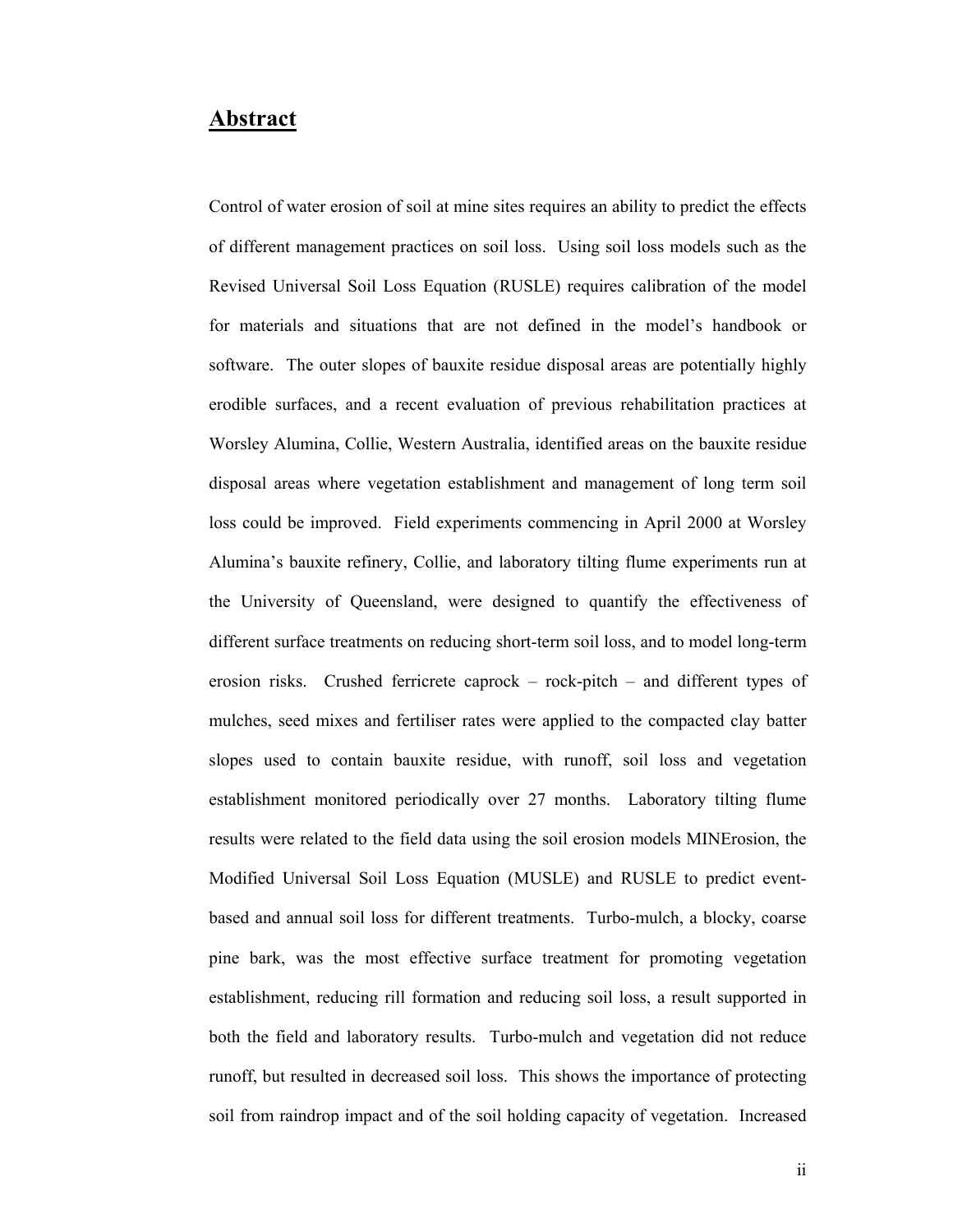## Abstract

Control of water erosion of soil at mine sites requires an ability to predict the effects of different management practices on soil loss. Using soil loss models such as the Revised Universal Soil Loss Equation (RUSLE) requires calibration of the model for materials and situations that are not defined in the model's handbook or software. The outer slopes of bauxite residue disposal areas are potentially highly erodible surfaces, and a recent evaluation of previous rehabilitation practices at Worsley Alumina, Collie, Western Australia, identified areas on the bauxite residue disposal areas where vegetation establishment and management of long term soil loss could be improved. Field experiments commencing in April 2000 at Worsley Alumina's bauxite refinery, Collie, and laboratory tilting flume experiments run at the University of Queensland, were designed to quantify the effectiveness of different surface treatments on reducing short-term soil loss, and to model long-term erosion risks. Crushed ferricrete caprock – rock-pitch – and different types of mulches, seed mixes and fertiliser rates were applied to the compacted clay batter slopes used to contain bauxite residue, with runoff, soil loss and vegetation establishment monitored periodically over 27 months. Laboratory tilting flume results were related to the field data using the soil erosion models MINErosion, the Modified Universal Soil Loss Equation (MUSLE) and RUSLE to predict event-based and annual soil loss for different treatments. Turbo-mulch, a blocky, coarse pine bark, was the most effective surface treatment for promoting vegetation establishment, reducing rill formation and reducing soil loss, a result supported in both the field and laboratory results. Turbo-mulch and vegetation did not reduce runoff, but resulted in decreased soil loss. This shows the importance of protecting soil from raindrop impact and of the soil holding capacity of vegetation. Increased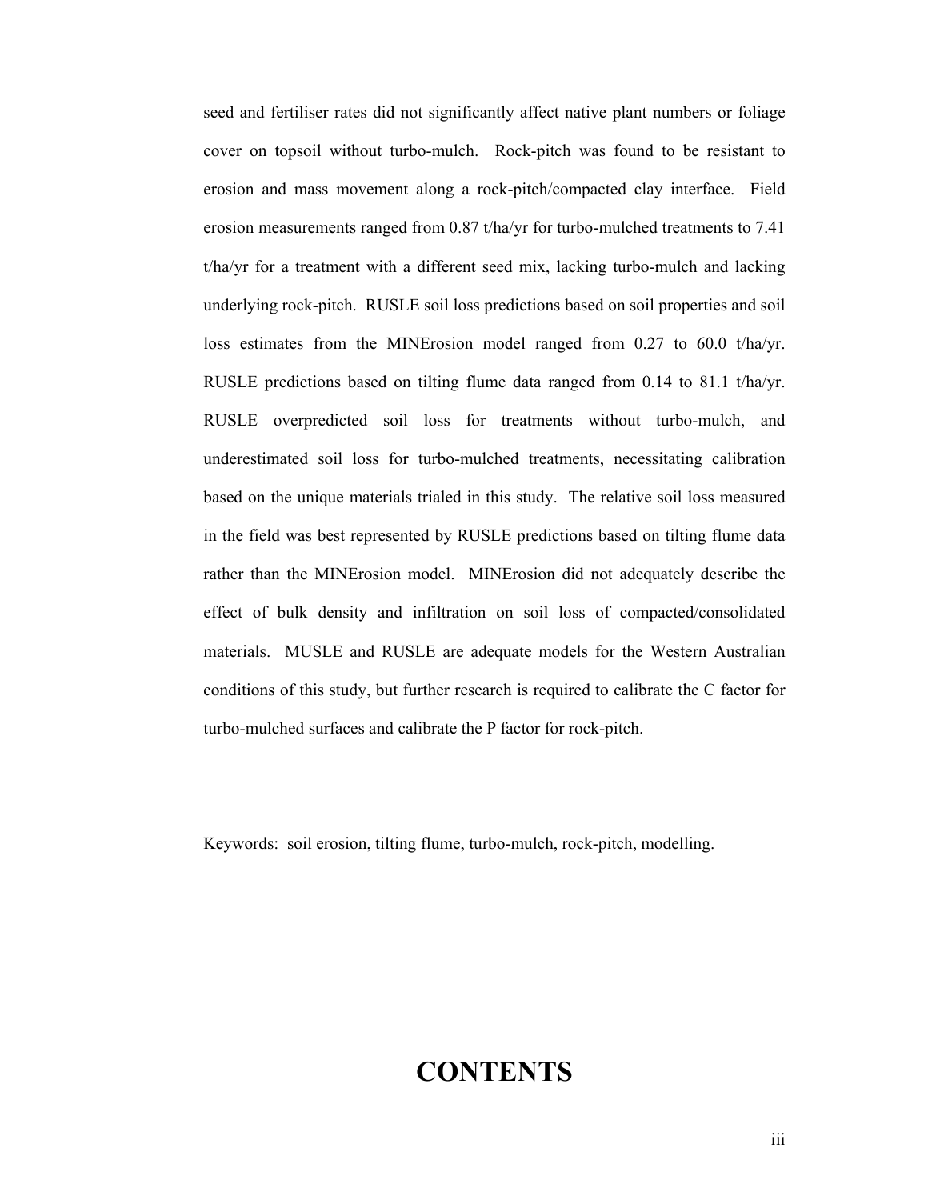seed and fertiliser rates did not significantly affect native plant numbers or foliage cover on topsoil without turbo-mulch. Rock-pitch was found to be resistant to erosion and mass movement along a rock-pitch/compacted clay interface. Field erosion measurements ranged from 0.87 t/ha/yr for turbo-mulched treatments to 7.41 t/ha/yr for a treatment with a different seed mix, lacking turbo-mulch and lacking underlying rock-pitch. RUSLE soil loss predictions based on soil properties and soil loss estimates from the MINErosion model ranged from 0.27 to 60.0 t/ha/yr. RUSLE predictions based on tilting flume data ranged from 0.14 to 81.1 t/ha/yr. RUSLE overpredicted soil loss for treatments without turbo-mulch, and underestimated soil loss for turbo-mulched treatments, necessitating calibration based on the unique materials trialed in this study. The relative soil loss measured in the field was best represented by RUSLE predictions based on tilting flume data rather than the MINErosion model. MINErosion did not adequately describe the effect of bulk density and infiltration on soil loss of compacted/consolidated materials. MUSLE and RUSLE are adequate models for the Western Australian conditions of this study, but further research is required to calibrate the C factor for turbo-mulched surfaces and calibrate the P factor for rock-pitch.

Keywords: soil erosion, tilting flume, turbo-mulch, rock-pitch, modelling.

# CONTENTS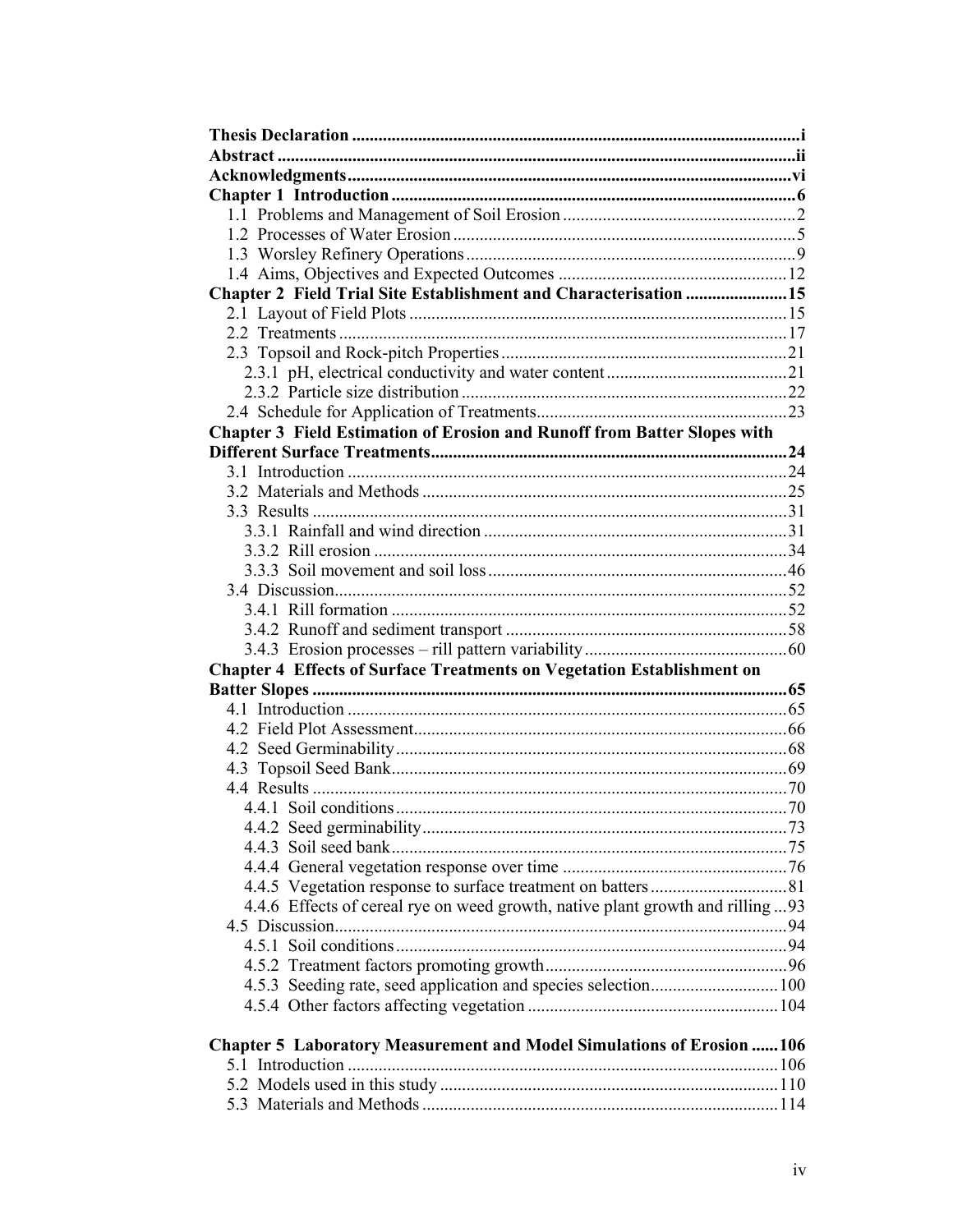**Thesis Declaration** ..................................................................................................i
**Abstract** ..................................................................................................ii
**Acknowledgments**..................................................................................................vi
**Chapter 1 Introduction**..................................................................................................6
1.1 Problems and Management of Soil Erosion ..................................................2
1.2 Processes of Water Erosion..................................................................................5
1.3 Worsley Refinery Operations..................................................................................9
1.4 Aims, Objectives and Expected Outcomes ..................................................12
**Chapter 2 Field Trial Site Establishment and Characterisation** ......................15
2.1 Layout of Field Plots..................................................................................15
2.2 Treatments..................................................................................17
2.3 Topsoil and Rock-pitch Properties..................................................................................21
2.3.1 pH, electrical conductivity and water content..................................................21
2.3.2 Particle size distribution..................................................................................22
2.4 Schedule for Application of Treatments..................................................................................23
**Chapter 3 Field Estimation of Erosion and Runoff from Batter Slopes with Different Surface Treatments**..................................................................................24
3.1 Introduction..................................................................................24
3.2 Materials and Methods..................................................................................25
3.3 Results..................................................................................31
3.3.1 Rainfall and wind direction..................................................................................31
3.3.2 Rill erosion..................................................................................34
3.3.3 Soil movement and soil loss..................................................................................46
3.4 Discussion..................................................................................52
3.4.1 Rill formation..................................................................................52
3.4.2 Runoff and sediment transport..................................................................................58
3.4.3 Erosion processes – rill pattern variability..................................................60
**Chapter 4 Effects of Surface Treatments on Vegetation Establishment on Batter Slopes**..................................................................................65
4.1 Introduction..................................................................................65
4.2 Field Plot Assessment..................................................................................66
4.2 Seed Germinability..................................................................................68
4.3 Topsoil Seed Bank..................................................................................69
4.4 Results..................................................................................70
4.4.1 Soil conditions..................................................................................70
4.4.2 Seed germinability..................................................................................73
4.4.3 Soil seed bank..................................................................................75
4.4.4 General vegetation response over time ..................................................76
4.4.5 Vegetation response to surface treatment on batters..................................................81
4.4.6 Effects of cereal rye on weed growth, native plant growth and rilling ...93
4.5 Discussion..................................................................................94
4.5.1 Soil conditions..................................................................................94
4.5.2 Treatment factors promoting growth..................................................................................96
4.5.3 Seeding rate, seed application and species selection..................................................100
4.5.4 Other factors affecting vegetation ..................................................104

**Chapter 5 Laboratory Measurement and Model Simulations of Erosion** ......106
5.1 Introduction..................................................................................106
5.2 Models used in this study..................................................................................110
5.3 Materials and Methods..................................................................................114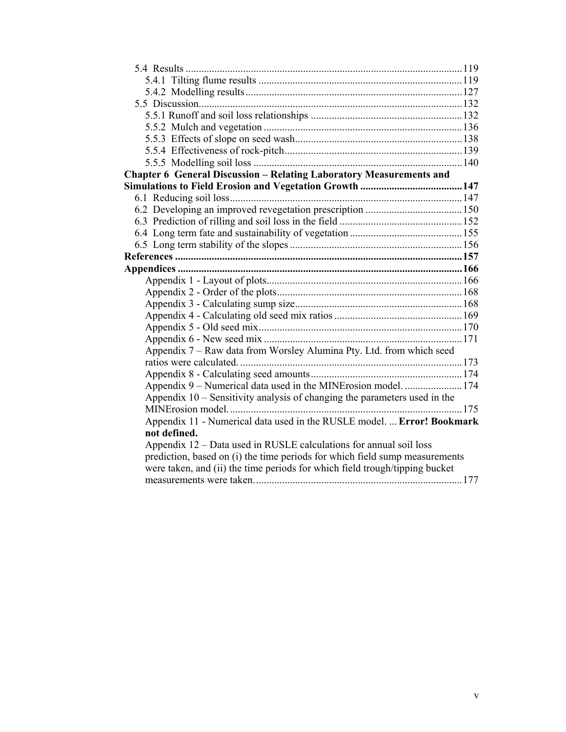- 5.4 Results ........................................................................................................ 119
  - 5.4.1 Tilting flume results ............................................................................ 119
  - 5.4.2 Modelling results ................................................................................. 127
- 5.5 Discussion ................................................................................................... 132
  - 5.5.1 Runoff and soil loss relationships ......................................................... 132
  - 5.5.2 Mulch and vegetation ........................................................................... 136
  - 5.5.3 Effects of slope on seed wash ............................................................... 138
  - 5.5.4 Effectiveness of rock-pitch ................................................................... 139
  - 5.5.5 Modelling soil loss ............................................................................... 140

**Chapter 6 General Discussion – Relating Laboratory Measurements and Simulations to Field Erosion and Vegetation Growth ....................................... 147**

- 6.1 Reducing soil loss ....................................................................................... 147
- 6.2 Developing an improved revegetation prescription .................................... 150
- 6.3 Prediction of rilling and soil loss in the field .............................................. 152
- 6.4 Long term fate and sustainability of vegetation .......................................... 155
- 6.5 Long term stability of the slopes ................................................................. 156

**References ............................................................................................................ 157**

**Appendices ........................................................................................................... 166**

- Appendix 1 - Layout of plots ......................................................................... 166
- Appendix 2 - Order of the plots ..................................................................... 168
- Appendix 3 - Calculating sump size ............................................................... 168
- Appendix 4 - Calculating old seed mix ratios ................................................ 169
- Appendix 5 - Old seed mix ............................................................................ 170
- Appendix 6 - New seed mix .......................................................................... 171
- Appendix 7 – Raw data from Worsley Alumina Pty. Ltd. from which seed ratios were calculated. .................................................................................... 173
- Appendix 8 - Calculating seed amounts ......................................................... 174
- Appendix 9 – Numerical data used in the MINErosion model. ..................... 174
- Appendix 10 – Sensitivity analysis of changing the parameters used in the MINErosion model. ........................................................................................ 175
- Appendix 11 - Numerical data used in the RUSLE model. ... **Error! Bookmark not defined.**
- Appendix 12 – Data used in RUSLE calculations for annual soil loss prediction, based on (i) the time periods for which field sump measurements were taken, and (ii) the time periods for which field trough/tipping bucket measurements were taken. .............................................................................. 177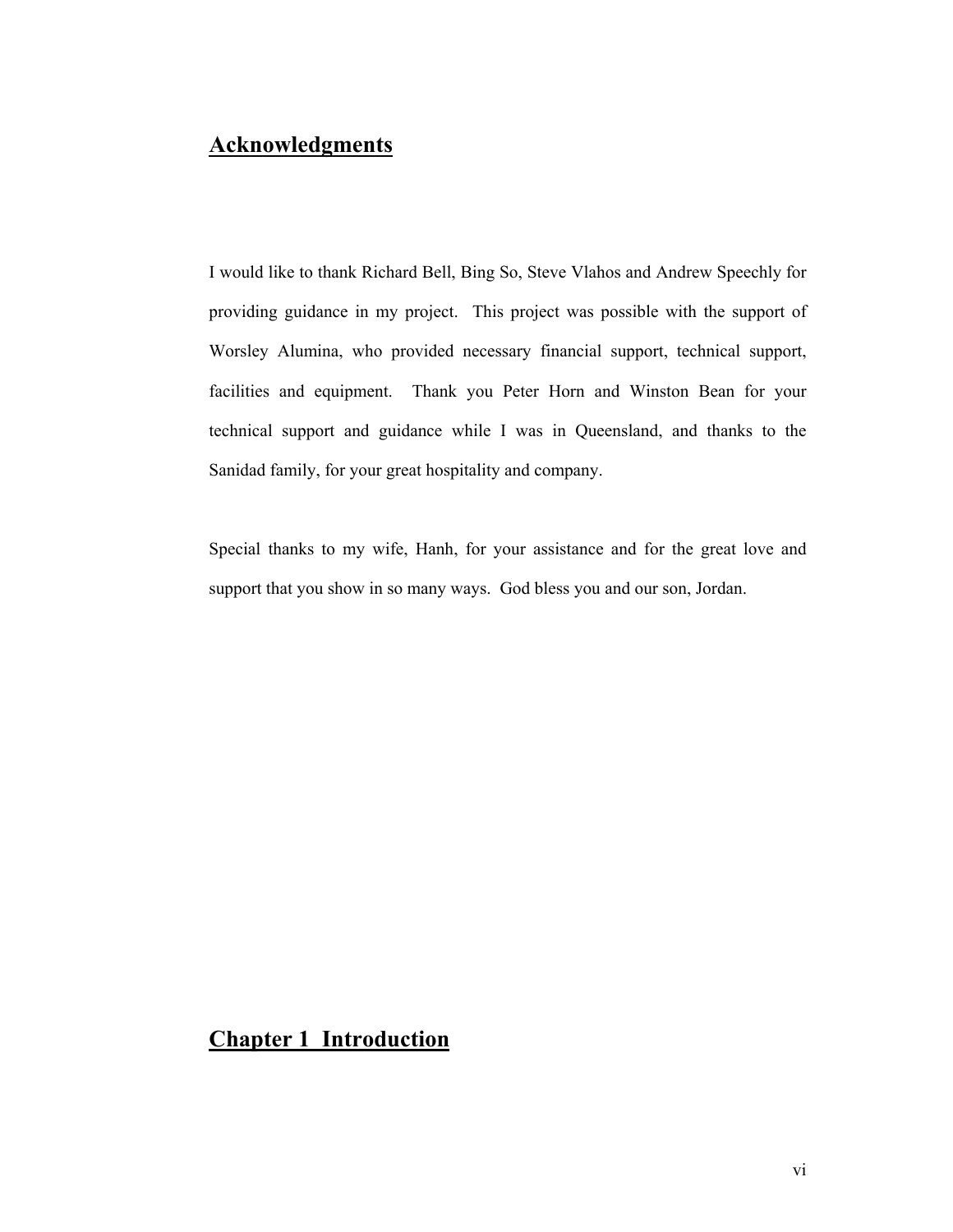# Acknowledgments

I would like to thank Richard Bell, Bing So, Steve Vlahos and Andrew Speechly for providing guidance in my project. This project was possible with the support of Worsley Alumina, who provided necessary financial support, technical support, facilities and equipment. Thank you Peter Horn and Winston Bean for your technical support and guidance while I was in Queensland, and thanks to the Sanidad family, for your great hospitality and company.

Special thanks to my wife, Hanh, for your assistance and for the great love and support that you show in so many ways. God bless you and our son, Jordan.

# Chapter 1 Introduction